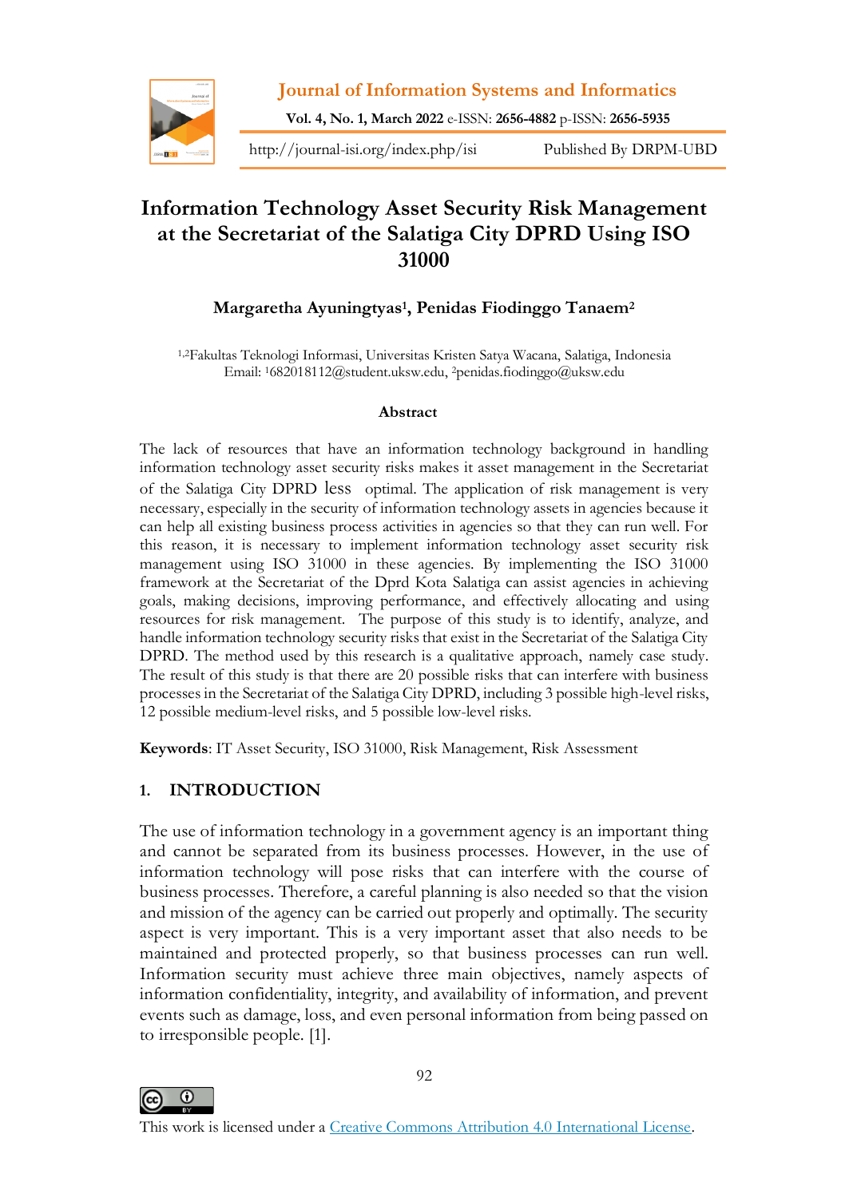# Information Technology Asset Security Risk Management at the Secretariat of the Salatiga City DPRD Using ISO 31000

**Margaretha Ayuningtyas[1], Penidas Fiodinggo Tanaem[2]**

[1,2]Fakultas Teknologi Informasi, Universitas Kristen Satya Wacana, Salatiga, Indonesia
Email: [1]682018112@student.uksw.edu, [2]penidas.fiodinggo@uksw.edu

### Abstract

The lack of resources that have an information technology background in handling information technology asset security risks makes it asset management in the Secretariat of the Salatiga City DPRD less optimal. The application of risk management is very necessary, especially in the security of information technology assets in agencies because it can help all existing business process activities in agencies so that they can run well. For this reason, it is necessary to implement information technology asset security risk management using ISO 31000 in these agencies. By implementing the ISO 31000 framework at the Secretariat of the Dprd Kota Salatiga can assist agencies in achieving goals, making decisions, improving performance, and effectively allocating and using resources for risk management. The purpose of this study is to identify, analyze, and handle information technology security risks that exist in the Secretariat of the Salatiga City DPRD. The method used by this research is a qualitative approach, namely case study. The result of this study is that there are 20 possible risks that can interfere with business processes in the Secretariat of the Salatiga City DPRD, including 3 possible high-level risks, 12 possible medium-level risks, and 5 possible low-level risks.

**Keywords**: IT Asset Security, ISO 31000, Risk Management, Risk Assessment

## 1. INTRODUCTION

The use of information technology in a government agency is an important thing and cannot be separated from its business processes. However, in the use of information technology will pose risks that can interfere with the course of business processes. Therefore, a careful planning is also needed so that the vision and mission of the agency can be carried out properly and optimally. The security aspect is very important. This is a very important asset that also needs to be maintained and protected properly, so that business processes can run well. Information security must achieve three main objectives, namely aspects of information confidentiality, integrity, and availability of information, and prevent events such as damage, loss, and even personal information from being passed on to irresponsible people. [1].

This work is licensed under a Creative Commons Attribution 4.0 International License.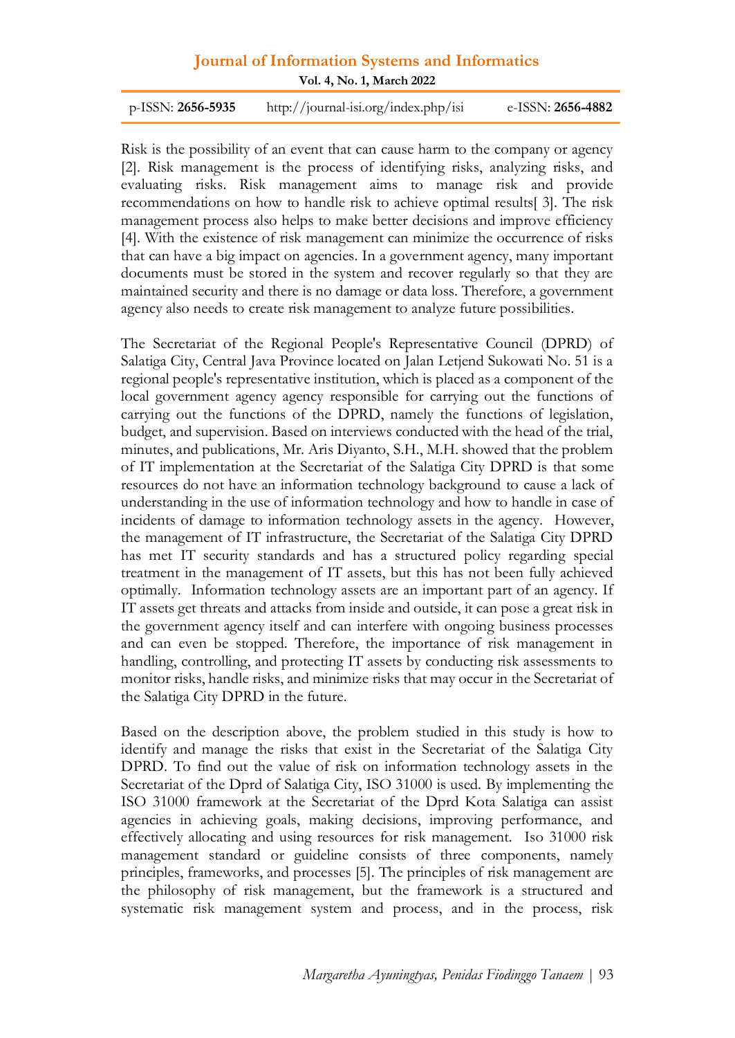Risk is the possibility of an event that can cause harm to the company or agency [2]. Risk management is the process of identifying risks, analyzing risks, and evaluating risks. Risk management aims to manage risk and provide recommendations on how to handle risk to achieve optimal results[ 3]. The risk management process also helps to make better decisions and improve efficiency [4]. With the existence of risk management can minimize the occurrence of risks that can have a big impact on agencies. In a government agency, many important documents must be stored in the system and recover regularly so that they are maintained security and there is no damage or data loss. Therefore, a government agency also needs to create risk management to analyze future possibilities.

The Secretariat of the Regional People's Representative Council (DPRD) of Salatiga City, Central Java Province located on Jalan Letjend Sukowati No. 51 is a regional people's representative institution, which is placed as a component of the local government agency agency responsible for carrying out the functions of carrying out the functions of the DPRD, namely the functions of legislation, budget, and supervision. Based on interviews conducted with the head of the trial, minutes, and publications, Mr. Aris Diyanto, S.H., M.H. showed that the problem of IT implementation at the Secretariat of the Salatiga City DPRD is that some resources do not have an information technology background to cause a lack of understanding in the use of information technology and how to handle in case of incidents of damage to information technology assets in the agency. However, the management of IT infrastructure, the Secretariat of the Salatiga City DPRD has met IT security standards and has a structured policy regarding special treatment in the management of IT assets, but this has not been fully achieved optimally. Information technology assets are an important part of an agency. If IT assets get threats and attacks from inside and outside, it can pose a great risk in the government agency itself and can interfere with ongoing business processes and can even be stopped. Therefore, the importance of risk management in handling, controlling, and protecting IT assets by conducting risk assessments to monitor risks, handle risks, and minimize risks that may occur in the Secretariat of the Salatiga City DPRD in the future.

Based on the description above, the problem studied in this study is how to identify and manage the risks that exist in the Secretariat of the Salatiga City DPRD. To find out the value of risk on information technology assets in the Secretariat of the Dprd of Salatiga City, ISO 31000 is used. By implementing the ISO 31000 framework at the Secretariat of the Dprd Kota Salatiga can assist agencies in achieving goals, making decisions, improving performance, and effectively allocating and using resources for risk management. Iso 31000 risk management standard or guideline consists of three components, namely principles, frameworks, and processes [5]. The principles of risk management are the philosophy of risk management, but the framework is a structured and systematic risk management system and process, and in the process, risk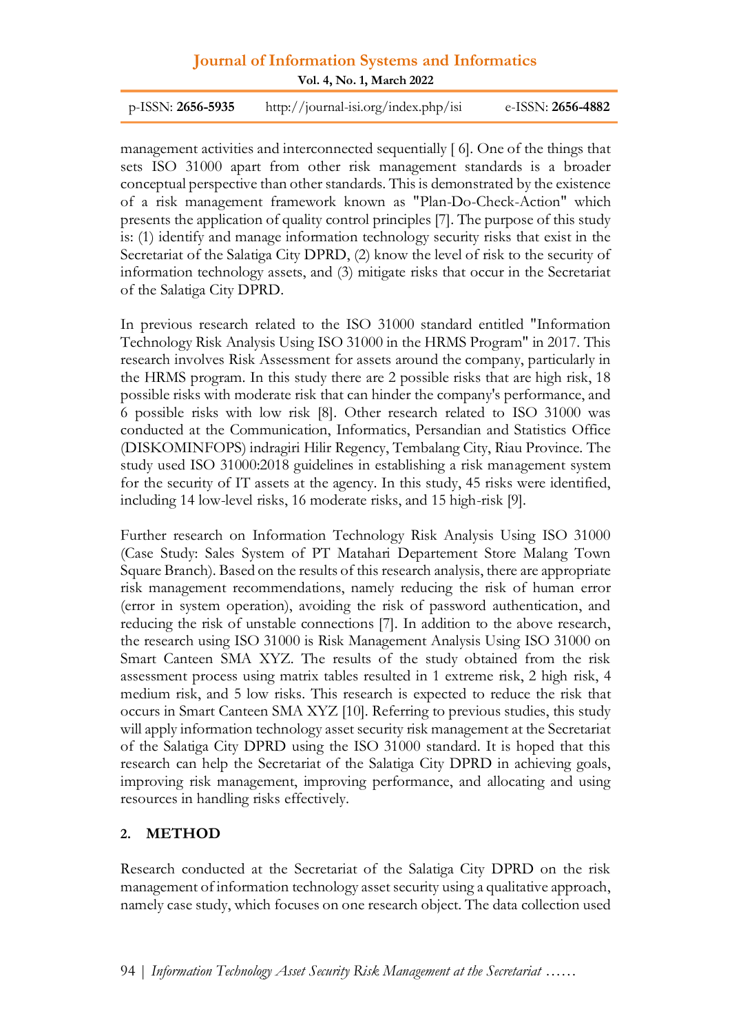management activities and interconnected sequentially [ 6]. One of the things that sets ISO 31000 apart from other risk management standards is a broader conceptual perspective than other standards. This is demonstrated by the existence of a risk management framework known as "Plan-Do-Check-Action" which presents the application of quality control principles [7]. The purpose of this study is: (1) identify and manage information technology security risks that exist in the Secretariat of the Salatiga City DPRD, (2) know the level of risk to the security of information technology assets, and (3) mitigate risks that occur in the Secretariat of the Salatiga City DPRD.

In previous research related to the ISO 31000 standard entitled "Information Technology Risk Analysis Using ISO 31000 in the HRMS Program" in 2017. This research involves Risk Assessment for assets around the company, particularly in the HRMS program. In this study there are 2 possible risks that are high risk, 18 possible risks with moderate risk that can hinder the company's performance, and 6 possible risks with low risk [8]. Other research related to ISO 31000 was conducted at the Communication, Informatics, Persandian and Statistics Office (DISKOMINFOPS) indragiri Hilir Regency, Tembalang City, Riau Province. The study used ISO 31000:2018 guidelines in establishing a risk management system for the security of IT assets at the agency. In this study, 45 risks were identified, including 14 low-level risks, 16 moderate risks, and 15 high-risk [9].

Further research on Information Technology Risk Analysis Using ISO 31000 (Case Study: Sales System of PT Matahari Departement Store Malang Town Square Branch). Based on the results of this research analysis, there are appropriate risk management recommendations, namely reducing the risk of human error (error in system operation), avoiding the risk of password authentication, and reducing the risk of unstable connections [7]. In addition to the above research, the research using ISO 31000 is Risk Management Analysis Using ISO 31000 on Smart Canteen SMA XYZ. The results of the study obtained from the risk assessment process using matrix tables resulted in 1 extreme risk, 2 high risk, 4 medium risk, and 5 low risks. This research is expected to reduce the risk that occurs in Smart Canteen SMA XYZ [10]. Referring to previous studies, this study will apply information technology asset security risk management at the Secretariat of the Salatiga City DPRD using the ISO 31000 standard. It is hoped that this research can help the Secretariat of the Salatiga City DPRD in achieving goals, improving risk management, improving performance, and allocating and using resources in handling risks effectively.

## 2. METHOD

Research conducted at the Secretariat of the Salatiga City DPRD on the risk management of information technology asset security using a qualitative approach, namely case study, which focuses on one research object. The data collection used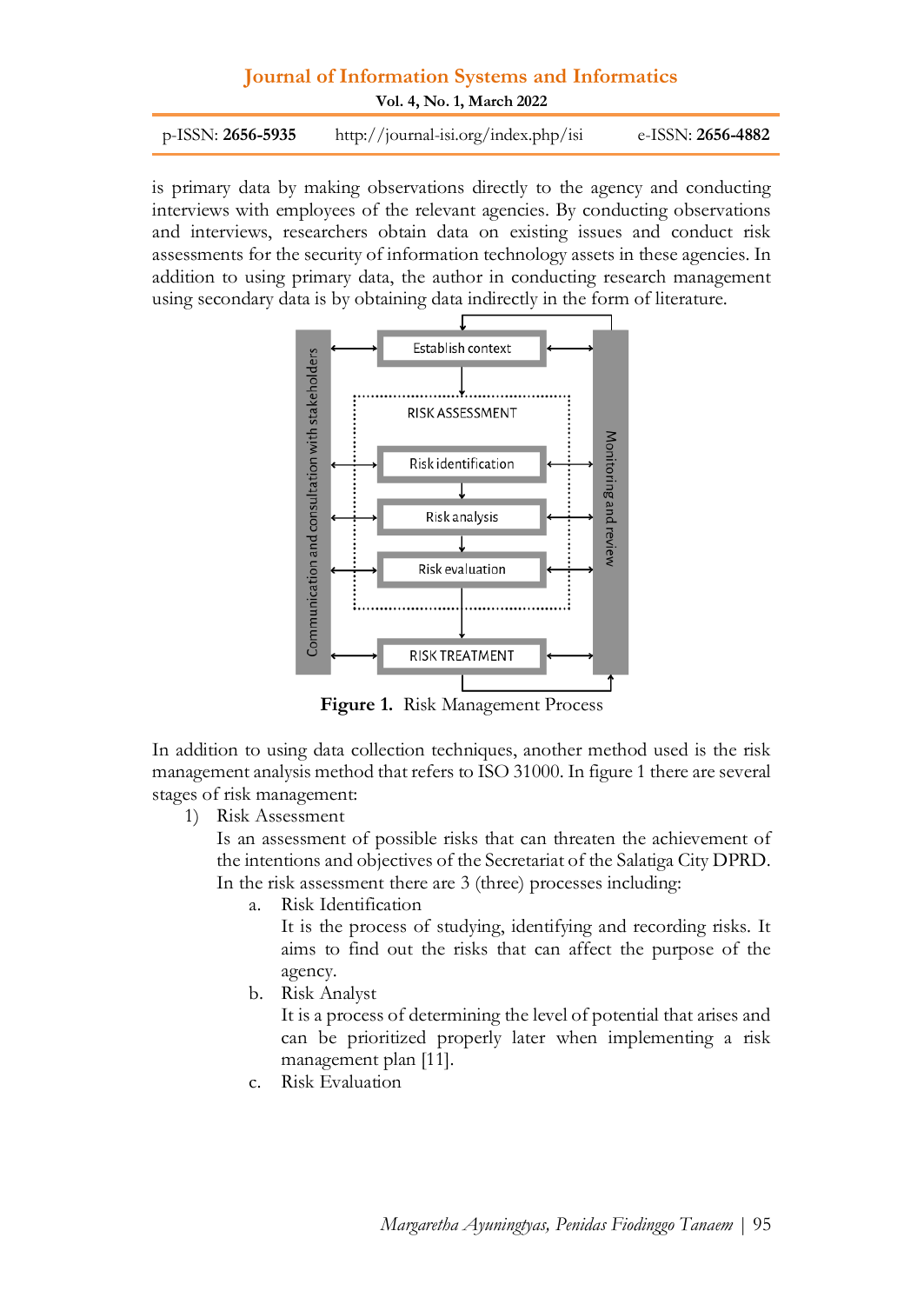is primary data by making observations directly to the agency and conducting interviews with employees of the relevant agencies. By conducting observations and interviews, researchers obtain data on existing issues and conduct risk assessments for the security of information technology assets in these agencies. In addition to using primary data, the author in conducting research management using secondary data is by obtaining data indirectly in the form of literature.

**Figure 1.** Risk Management Process

In addition to using data collection techniques, another method used is the risk management analysis method that refers to ISO 31000. In figure 1 there are several stages of risk management:

1) Risk Assessment

   Is an assessment of possible risks that can threaten the achievement of the intentions and objectives of the Secretariat of the Salatiga City DPRD. In the risk assessment there are 3 (three) processes including:

   a. Risk Identification

      It is the process of studying, identifying and recording risks. It aims to find out the risks that can affect the purpose of the agency.

   b. Risk Analyst

      It is a process of determining the level of potential that arises and can be prioritized properly later when implementing a risk management plan [11].

   c. Risk Evaluation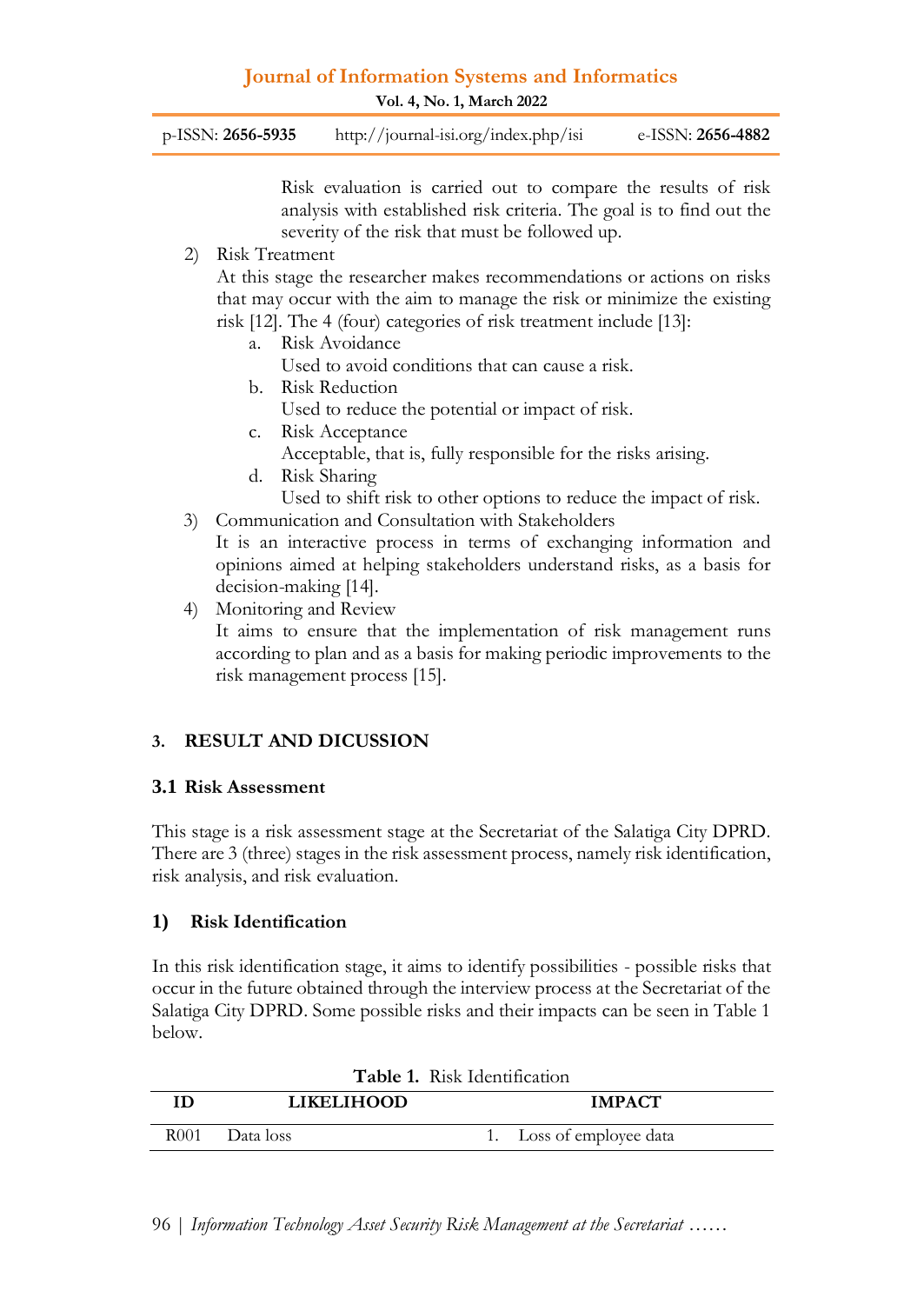Risk evaluation is carried out to compare the results of risk analysis with established risk criteria. The goal is to find out the severity of the risk that must be followed up.

2) Risk Treatment

   At this stage the researcher makes recommendations or actions on risks that may occur with the aim to manage the risk or minimize the existing risk [12]. The 4 (four) categories of risk treatment include [13]:

   a. Risk Avoidance
      Used to avoid conditions that can cause a risk.
   b. Risk Reduction
      Used to reduce the potential or impact of risk.
   c. Risk Acceptance
      Acceptable, that is, fully responsible for the risks arising.
   d. Risk Sharing
      Used to shift risk to other options to reduce the impact of risk.

3) Communication and Consultation with Stakeholders

   It is an interactive process in terms of exchanging information and opinions aimed at helping stakeholders understand risks, as a basis for decision-making [14].

4) Monitoring and Review

   It aims to ensure that the implementation of risk management runs according to plan and as a basis for making periodic improvements to the risk management process [15].

## 3. RESULT AND DICUSSION

### 3.1 Risk Assessment

This stage is a risk assessment stage at the Secretariat of the Salatiga City DPRD. There are 3 (three) stages in the risk assessment process, namely risk identification, risk analysis, and risk evaluation.

#### 1) Risk Identification

In this risk identification stage, it aims to identify possibilities - possible risks that occur in the future obtained through the interview process at the Secretariat of the Salatiga City DPRD. Some possible risks and their impacts can be seen in Table 1 below.

**Table 1.** Risk Identification

| ID | LIKELIHOOD | IMPACT |
|---|---|---|
| R001 | Data loss | 1. Loss of employee data |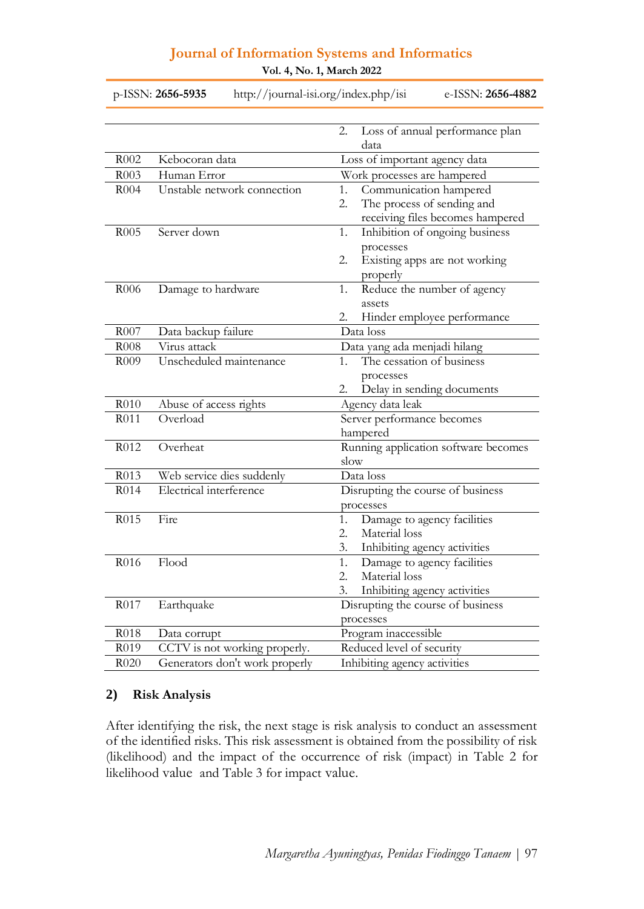| | | |
|---|---|---|
| | | 2. Loss of annual performance plan data |
| R002 | Kebocoran data | Loss of important agency data |
| R003 | Human Error | Work processes are hampered |
| R004 | Unstable network connection | 1. Communication hampered<br>2. The process of sending and receiving files becomes hampered |
| R005 | Server down | 1. Inhibition of ongoing business processes<br>2. Existing apps are not working properly |
| R006 | Damage to hardware | 1. Reduce the number of agency assets<br>2. Hinder employee performance |
| R007 | Data backup failure | Data loss |
| R008 | Virus attack | Data yang ada menjadi hilang |
| R009 | Unscheduled maintenance | 1. The cessation of business processes<br>2. Delay in sending documents |
| R010 | Abuse of access rights | Agency data leak |
| R011 | Overload | Server performance becomes hampered |
| R012 | Overheat | Running application software becomes slow |
| R013 | Web service dies suddenly | Data loss |
| R014 | Electrical interference | Disrupting the course of business processes |
| R015 | Fire | 1. Damage to agency facilities<br>2. Material loss<br>3. Inhibiting agency activities |
| R016 | Flood | 1. Damage to agency facilities<br>2. Material loss<br>3. Inhibiting agency activities |
| R017 | Earthquake | Disrupting the course of business processes |
| R018 | Data corrupt | Program inaccessible |
| R019 | CCTV is not working properly. | Reduced level of security |
| R020 | Generators don't work properly | Inhibiting agency activities |

### 2) Risk Analysis

After identifying the risk, the next stage is risk analysis to conduct an assessment of the identified risks. This risk assessment is obtained from the possibility of risk (likelihood) and the impact of the occurrence of risk (impact) in Table 2 for likelihood value and Table 3 for impact value.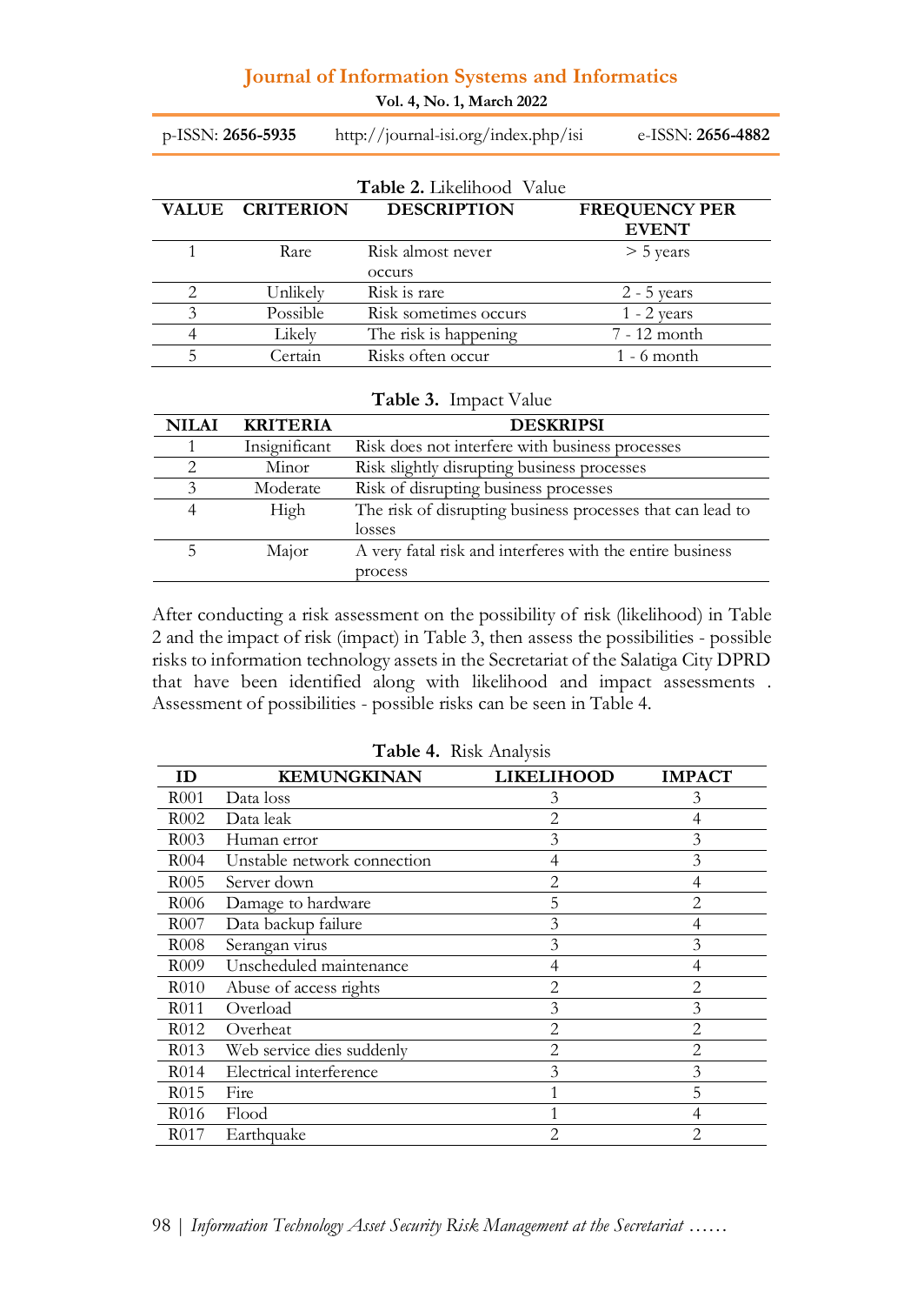**Table 2.** Likelihood Value

| VALUE | CRITERION | DESCRIPTION | FREQUENCY PER EVENT |
|---|---|---|---|
| 1 | Rare | Risk almost never occurs | > 5 years |
| 2 | Unlikely | Risk is rare | 2 - 5 years |
| 3 | Possible | Risk sometimes occurs | 1 - 2 years |
| 4 | Likely | The risk is happening | 7 - 12 month |
| 5 | Certain | Risks often occur | 1 - 6 month |

**Table 3.** Impact Value

| NILAI | KRITERIA | DESKRIPSI |
|---|---|---|
| 1 | Insignificant | Risk does not interfere with business processes |
| 2 | Minor | Risk slightly disrupting business processes |
| 3 | Moderate | Risk of disrupting business processes |
| 4 | High | The risk of disrupting business processes that can lead to losses |
| 5 | Major | A very fatal risk and interferes with the entire business process |

After conducting a risk assessment on the possibility of risk (likelihood) in Table 2 and the impact of risk (impact) in Table 3, then assess the possibilities - possible risks to information technology assets in the Secretariat of the Salatiga City DPRD that have been identified along with likelihood and impact assessments . Assessment of possibilities - possible risks can be seen in Table 4.

**Table 4.** Risk Analysis

| ID | KEMUNGKINAN | LIKELIHOOD | IMPACT |
|---|---|---|---|
| R001 | Data loss | 3 | 3 |
| R002 | Data leak | 2 | 4 |
| R003 | Human error | 3 | 3 |
| R004 | Unstable network connection | 4 | 3 |
| R005 | Server down | 2 | 4 |
| R006 | Damage to hardware | 5 | 2 |
| R007 | Data backup failure | 3 | 4 |
| R008 | Serangan virus | 3 | 3 |
| R009 | Unscheduled maintenance | 4 | 4 |
| R010 | Abuse of access rights | 2 | 2 |
| R011 | Overload | 3 | 3 |
| R012 | Overheat | 2 | 2 |
| R013 | Web service dies suddenly | 2 | 2 |
| R014 | Electrical interference | 3 | 3 |
| R015 | Fire | 1 | 5 |
| R016 | Flood | 1 | 4 |
| R017 | Earthquake | 2 | 2 |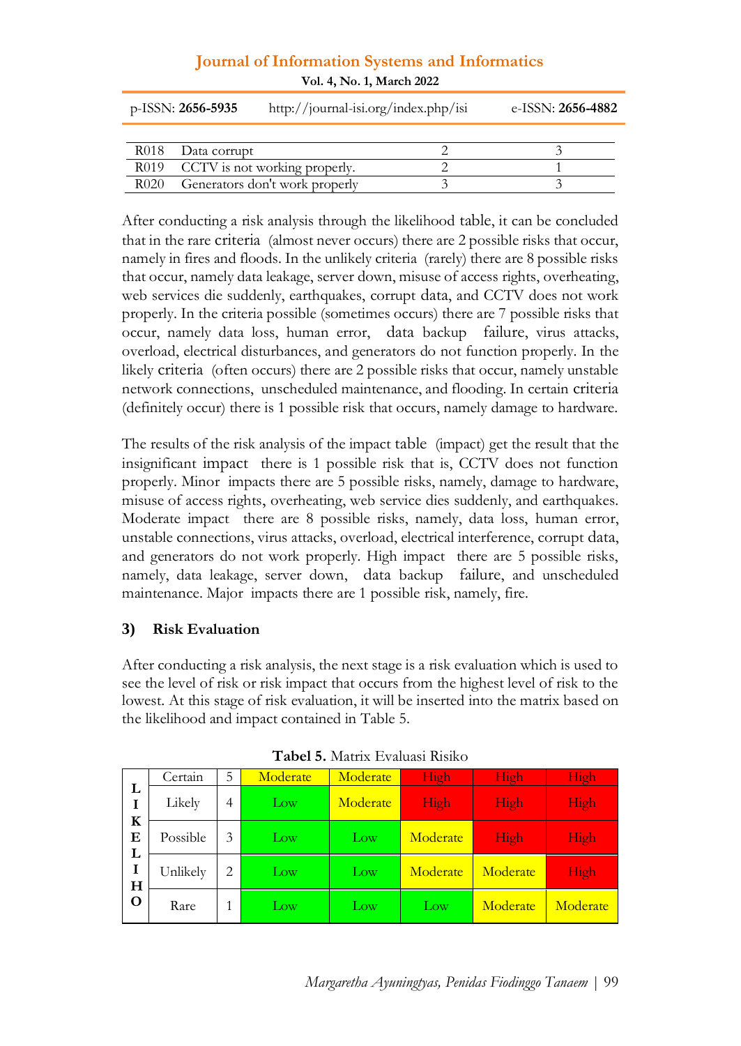| R018 | Data corrupt | 2 | 3 |
|---|---|---|---|
| R019 | CCTV is not working properly. | 2 | 1 |
| R020 | Generators don't work properly | 3 | 3 |

After conducting a risk analysis through the likelihood table, it can be concluded that in the rare criteria (almost never occurs) there are 2 possible risks that occur, namely in fires and floods. In the unlikely criteria (rarely) there are 8 possible risks that occur, namely data leakage, server down, misuse of access rights, overheating, web services die suddenly, earthquakes, corrupt data, and CCTV does not work properly. In the criteria possible (sometimes occurs) there are 7 possible risks that occur, namely data loss, human error, data backup failure, virus attacks, overload, electrical disturbances, and generators do not function properly. In the likely criteria (often occurs) there are 2 possible risks that occur, namely unstable network connections, unscheduled maintenance, and flooding. In certain criteria (definitely occur) there is 1 possible risk that occurs, namely damage to hardware.

The results of the risk analysis of the impact table (impact) get the result that the insignificant impact there is 1 possible risk that is, CCTV does not function properly. Minor impacts there are 5 possible risks, namely, damage to hardware, misuse of access rights, overheating, web service dies suddenly, and earthquakes. Moderate impact there are 8 possible risks, namely, data loss, human error, unstable connections, virus attacks, overload, electrical interference, corrupt data, and generators do not work properly. High impact there are 5 possible risks, namely, data leakage, server down, data backup failure, and unscheduled maintenance. Major impacts there are 1 possible risk, namely, fire.

### 3) Risk Evaluation

After conducting a risk analysis, the next stage is a risk evaluation which is used to see the level of risk or risk impact that occurs from the highest level of risk to the lowest. At this stage of risk evaluation, it will be inserted into the matrix based on the likelihood and impact contained in Table 5.

**Tabel 5.** Matrix Evaluasi Risiko

| LIKELIHOOD | | | | | | | |
|---|---|---|---|---|---|---|---|
| | Certain | 5 | Moderate | Moderate | High | High | High |
| | Likely | 4 | Low | Moderate | High | High | High |
| | Possible | 3 | Low | Low | Moderate | High | High |
| | Unlikely | 2 | Low | Low | Moderate | Moderate | High |
| | Rare | 1 | Low | Low | Low | Moderate | Moderate |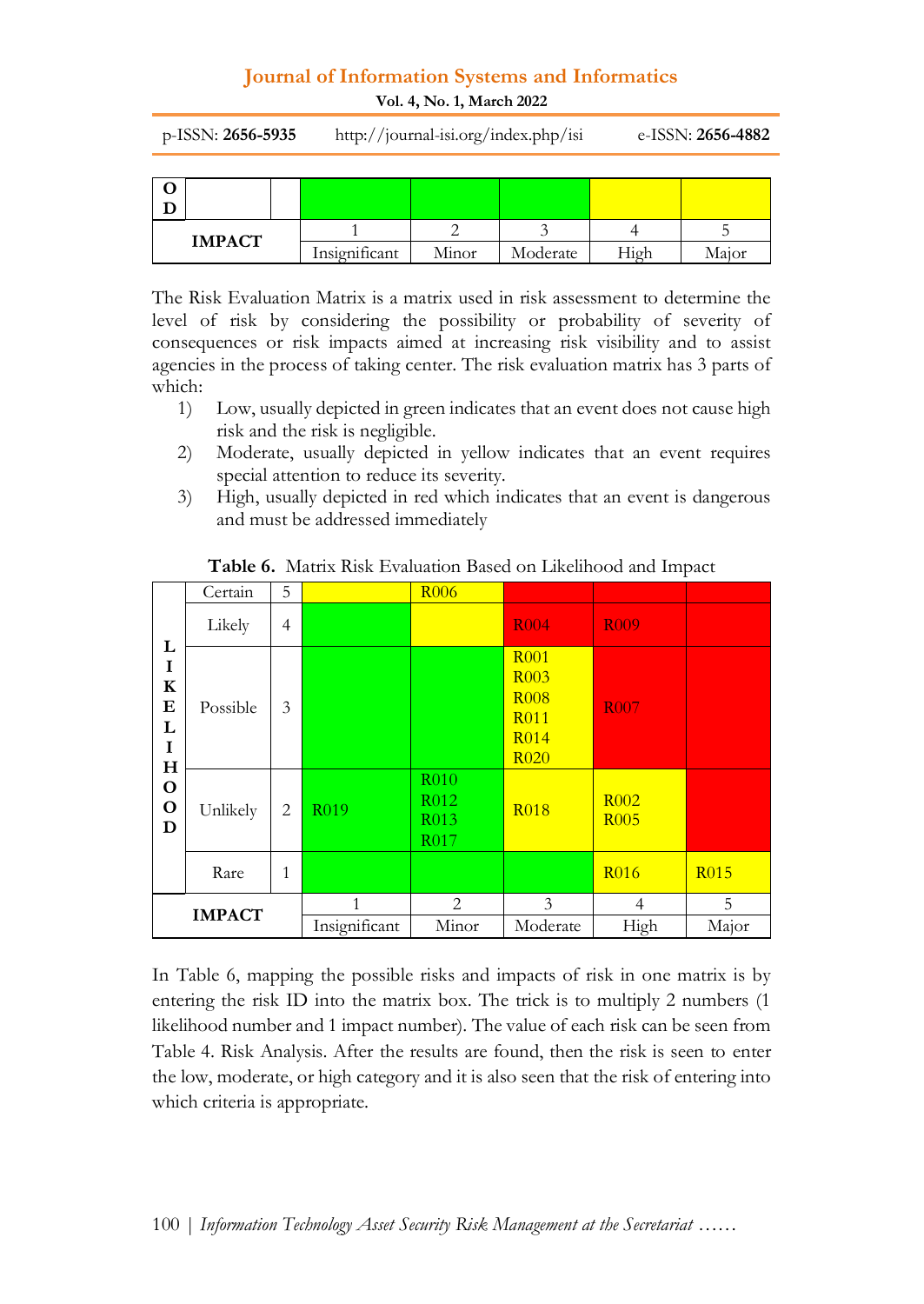| O D | | | | | | | |
|---|---|---|---|---|---|---|---|
| **IMPACT** | | | 1 | 2 | 3 | 4 | 5 |
| | | | Insignificant | Minor | Moderate | High | Major |

The Risk Evaluation Matrix is a matrix used in risk assessment to determine the level of risk by considering the possibility or probability of severity of consequences or risk impacts aimed at increasing risk visibility and to assist agencies in the process of taking center. The risk evaluation matrix has 3 parts of which:

1) Low, usually depicted in green indicates that an event does not cause high risk and the risk is negligible.
2) Moderate, usually depicted in yellow indicates that an event requires special attention to reduce its severity.
3) High, usually depicted in red which indicates that an event is dangerous and must be addressed immediately

**Table 6.** Matrix Risk Evaluation Based on Likelihood and Impact

| LIKELIHOOD | | | | | | | |
|---|---|---|---|---|---|---|---|
| | Certain | 5 | | R006 | | | |
| | Likely | 4 | | | R004 | R009 | |
| | Possible | 3 | | | R001 R003 R008 R011 R014 R020 | R007 | |
| | Unlikely | 2 | R019 | R010 R012 R013 R017 | R018 | R002 R005 | |
| | Rare | 1 | | | | R016 | R015 |
| **IMPACT** | | | 1 | 2 | 3 | 4 | 5 |
| | | | Insignificant | Minor | Moderate | High | Major |

In Table 6, mapping the possible risks and impacts of risk in one matrix is by entering the risk ID into the matrix box. The trick is to multiply 2 numbers (1 likelihood number and 1 impact number). The value of each risk can be seen from Table 4. Risk Analysis. After the results are found, then the risk is seen to enter the low, moderate, or high category and it is also seen that the risk of entering into which criteria is appropriate.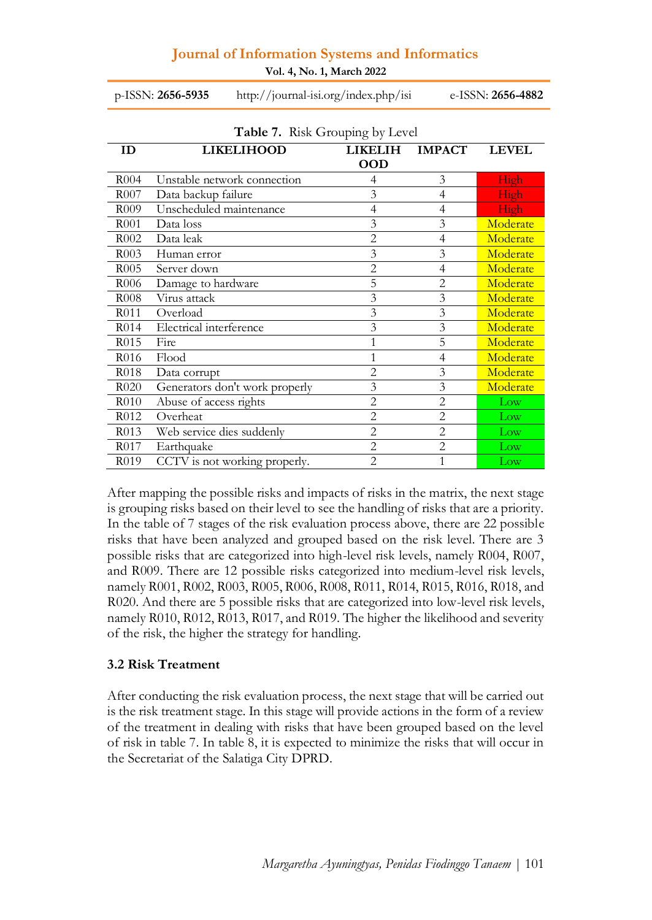**Table 7.** Risk Grouping by Level

| ID | LIKELIHOOD | LIKELIHOOD | IMPACT | LEVEL |
|---|---|---|---|---|
| R004 | Unstable network connection | 4 | 3 | High |
| R007 | Data backup failure | 3 | 4 | High |
| R009 | Unscheduled maintenance | 4 | 4 | High |
| R001 | Data loss | 3 | 3 | Moderate |
| R002 | Data leak | 2 | 4 | Moderate |
| R003 | Human error | 3 | 3 | Moderate |
| R005 | Server down | 2 | 4 | Moderate |
| R006 | Damage to hardware | 5 | 2 | Moderate |
| R008 | Virus attack | 3 | 3 | Moderate |
| R011 | Overload | 3 | 3 | Moderate |
| R014 | Electrical interference | 3 | 3 | Moderate |
| R015 | Fire | 1 | 5 | Moderate |
| R016 | Flood | 1 | 4 | Moderate |
| R018 | Data corrupt | 2 | 3 | Moderate |
| R020 | Generators don't work properly | 3 | 3 | Moderate |
| R010 | Abuse of access rights | 2 | 2 | Low |
| R012 | Overheat | 2 | 2 | Low |
| R013 | Web service dies suddenly | 2 | 2 | Low |
| R017 | Earthquake | 2 | 2 | Low |
| R019 | CCTV is not working properly. | 2 | 1 | Low |

After mapping the possible risks and impacts of risks in the matrix, the next stage is grouping risks based on their level to see the handling of risks that are a priority. In the table of 7 stages of the risk evaluation process above, there are 22 possible risks that have been analyzed and grouped based on the risk level. There are 3 possible risks that are categorized into high-level risk levels, namely R004, R007, and R009. There are 12 possible risks categorized into medium-level risk levels, namely R001, R002, R003, R005, R006, R008, R011, R014, R015, R016, R018, and R020. And there are 5 possible risks that are categorized into low-level risk levels, namely R010, R012, R013, R017, and R019. The higher the likelihood and severity of the risk, the higher the strategy for handling.

### 3.2 Risk Treatment

After conducting the risk evaluation process, the next stage that will be carried out is the risk treatment stage. In this stage will provide actions in the form of a review of the treatment in dealing with risks that have been grouped based on the level of risk in table 7. In table 8, it is expected to minimize the risks that will occur in the Secretariat of the Salatiga City DPRD.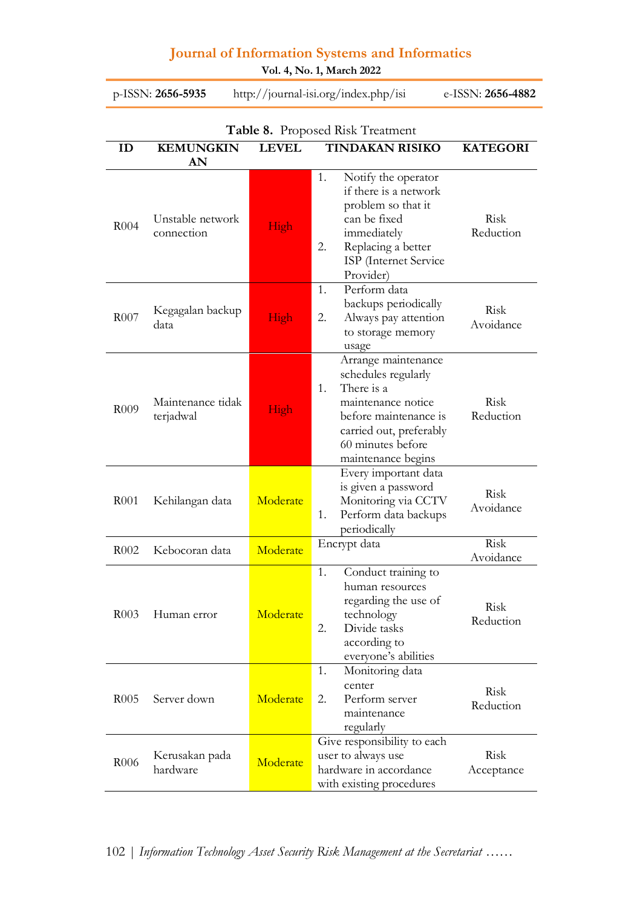Table 8. Proposed Risk Treatment

| ID | KEMUNGKINAN | LEVEL | TINDAKAN RISIKO | KATEGORI |
|---|---|---|---|---|
| R004 | Unstable network connection | High | 1. Notify the operator if there is a network problem so that it can be fixed immediately<br>2. Replacing a better ISP (Internet Service Provider) | Risk Reduction |
| R007 | Kegagalan backup data | High | 1. Perform data backups periodically<br>2. Always pay attention to storage memory usage | Risk Avoidance |
| R009 | Maintenance tidak terjadwal | High | Arrange maintenance schedules regularly<br>1. There is a maintenance notice before maintenance is carried out, preferably 60 minutes before maintenance begins | Risk Reduction |
| R001 | Kehilangan data | Moderate | Every important data is given a password<br>Monitoring via CCTV<br>1. Perform data backups periodically | Risk Avoidance |
| R002 | Kebocoran data | Moderate | Encrypt data | Risk Avoidance |
| R003 | Human error | Moderate | 1. Conduct training to human resources regarding the use of technology<br>2. Divide tasks according to everyone's abilities | Risk Reduction |
| R005 | Server down | Moderate | 1. Monitoring data center<br>2. Perform server maintenance regularly | Risk Reduction |
| R006 | Kerusakan pada hardware | Moderate | Give responsibility to each user to always use hardware in accordance with existing procedures | Risk Acceptance |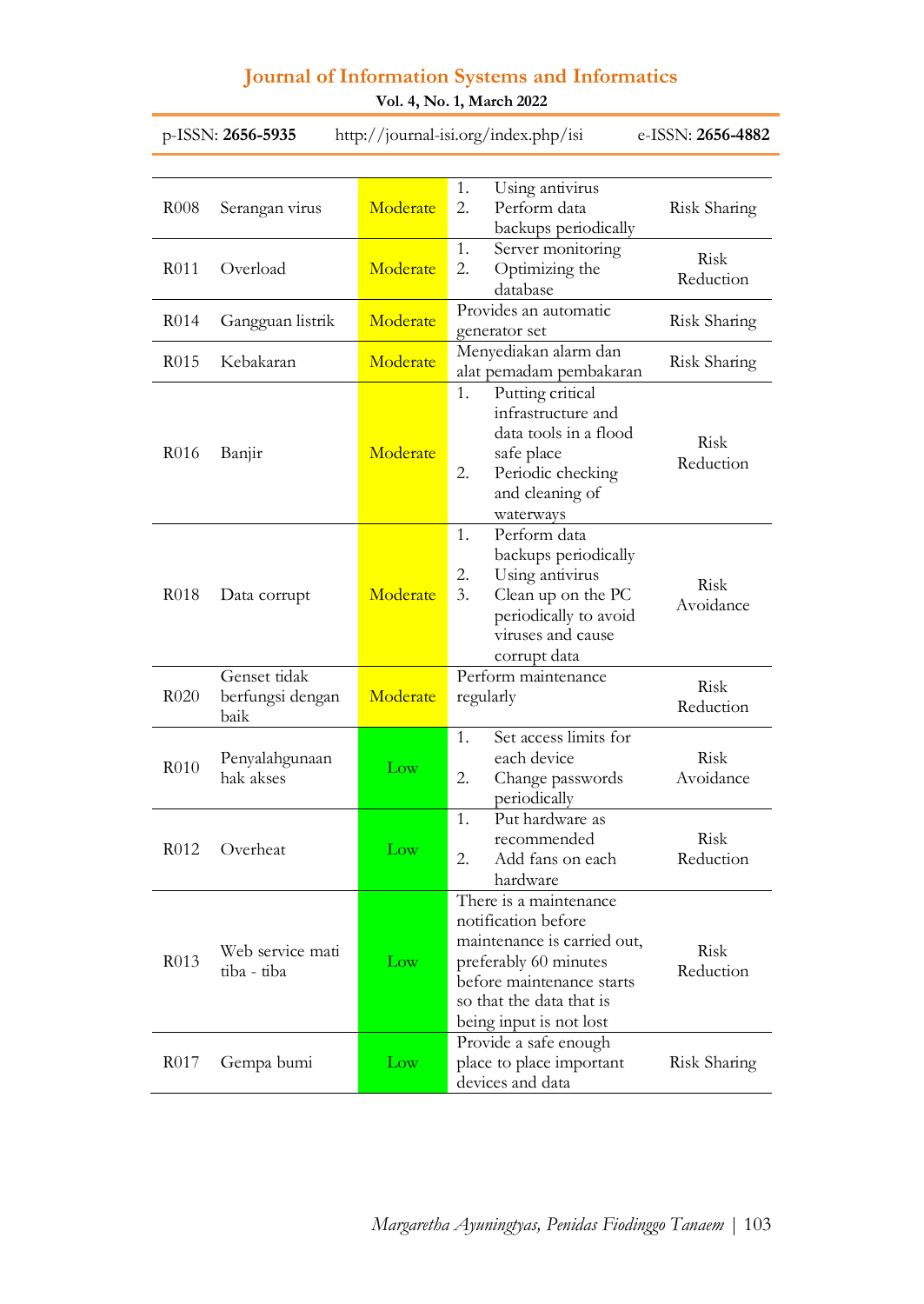| | | | | |
|---|---|---|---|---|
| R008 | Serangan virus | Moderate | 1. Using antivirus<br>2. Perform data backups periodically | Risk Sharing |
| R011 | Overload | Moderate | 1. Server monitoring<br>2. Optimizing the database | Risk Reduction |
| R014 | Gangguan listrik | Moderate | Provides an automatic generator set | Risk Sharing |
| R015 | Kebakaran | Moderate | Menyediakan alarm dan alat pemadam pembakaran | Risk Sharing |
| R016 | Banjir | Moderate | 1. Putting critical infrastructure and data tools in a flood safe place<br>2. Periodic checking and cleaning of waterways | Risk Reduction |
| R018 | Data corrupt | Moderate | 1. Perform data backups periodically<br>2. Using antivirus<br>3. Clean up on the PC periodically to avoid viruses and cause corrupt data | Risk Avoidance |
| R020 | Genset tidak berfungsi dengan baik | Moderate | Perform maintenance regularly | Risk Reduction |
| R010 | Penyalahgunaan hak akses | Low | 1. Set access limits for each device<br>2. Change passwords periodically | Risk Avoidance |
| R012 | Overheat | Low | 1. Put hardware as recommended<br>2. Add fans on each hardware | Risk Reduction |
| R013 | Web service mati tiba - tiba | Low | There is a maintenance notification before maintenance is carried out, preferably 60 minutes before maintenance starts so that the data that is being input is not lost | Risk Reduction |
| R017 | Gempa bumi | Low | Provide a safe enough place to place important devices and data | Risk Sharing |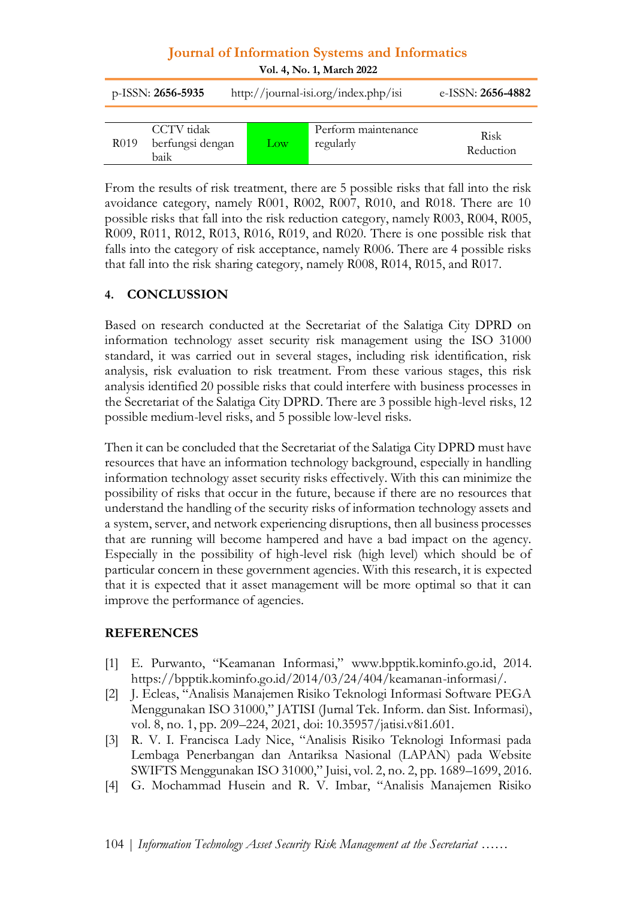| R019 | CCTV tidak berfungsi dengan baik | Low | Perform maintenance regularly | Risk Reduction |
|---|---|---|---|---|

From the results of risk treatment, there are 5 possible risks that fall into the risk avoidance category, namely R001, R002, R007, R010, and R018. There are 10 possible risks that fall into the risk reduction category, namely R003, R004, R005, R009, R011, R012, R013, R016, R019, and R020. There is one possible risk that falls into the category of risk acceptance, namely R006. There are 4 possible risks that fall into the risk sharing category, namely R008, R014, R015, and R017.

## 4. CONCLUSSION

Based on research conducted at the Secretariat of the Salatiga City DPRD on information technology asset security risk management using the ISO 31000 standard, it was carried out in several stages, including risk identification, risk analysis, risk evaluation to risk treatment. From these various stages, this risk analysis identified 20 possible risks that could interfere with business processes in the Secretariat of the Salatiga City DPRD. There are 3 possible high-level risks, 12 possible medium-level risks, and 5 possible low-level risks.

Then it can be concluded that the Secretariat of the Salatiga City DPRD must have resources that have an information technology background, especially in handling information technology asset security risks effectively. With this can minimize the possibility of risks that occur in the future, because if there are no resources that understand the handling of the security risks of information technology assets and a system, server, and network experiencing disruptions, then all business processes that are running will become hampered and have a bad impact on the agency. Especially in the possibility of high-level risk (high level) which should be of particular concern in these government agencies. With this research, it is expected that it is expected that it asset management will be more optimal so that it can improve the performance of agencies.

## REFERENCES

[1] E. Purwanto, "Keamanan Informasi," www.bpptik.kominfo.go.id, 2014. https://bpptik.kominfo.go.id/2014/03/24/404/keamanan-informasi/.

[2] J. Ecleas, "Analisis Manajemen Risiko Teknologi Informasi Software PEGA Menggunakan ISO 31000," JATISI (Jurnal Tek. Inform. dan Sist. Informasi), vol. 8, no. 1, pp. 209–224, 2021, doi: 10.35957/jatisi.v8i1.601.

[3] R. V. I. Francisca Lady Nice, "Analisis Risiko Teknologi Informasi pada Lembaga Penerbangan dan Antariksa Nasional (LAPAN) pada Website SWIFTS Menggunakan ISO 31000," Juisi, vol. 2, no. 2, pp. 1689–1699, 2016.

[4] G. Mochammad Husein and R. V. Imbar, "Analisis Manajemen Risiko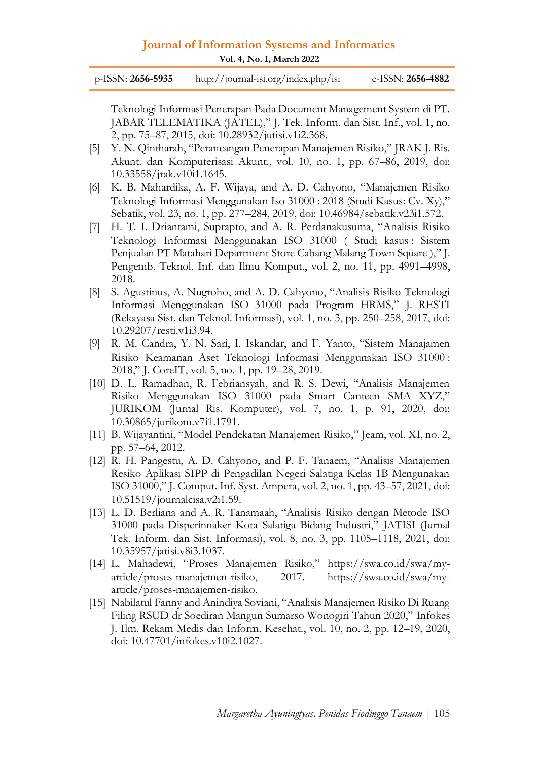Teknologi Informasi Penerapan Pada Document Management System di PT. JABAR TELEMATIKA (JATEL)," J. Tek. Inform. dan Sist. Inf., vol. 1, no. 2, pp. 75–87, 2015, doi: 10.28932/jutisi.v1i2.368.

[5] Y. N. Qintharah, "Perancangan Penerapan Manajemen Risiko," JRAK J. Ris. Akunt. dan Komputerisasi Akunt., vol. 10, no. 1, pp. 67–86, 2019, doi: 10.33558/jrak.v10i1.1645.

[6] K. B. Mahardika, A. F. Wijaya, and A. D. Cahyono, "Manajemen Risiko Teknologi Informasi Menggunakan Iso 31000 : 2018 (Studi Kasus: Cv. Xy)," Sebatik, vol. 23, no. 1, pp. 277–284, 2019, doi: 10.46984/sebatik.v23i1.572.

[7] H. T. I. Driantami, Suprapto, and A. R. Perdanakusuma, "Analisis Risiko Teknologi Informasi Menggunakan ISO 31000 ( Studi kasus : Sistem Penjualan PT Matahari Department Store Cabang Malang Town Square )," J. Pengemb. Teknol. Inf. dan Ilmu Komput., vol. 2, no. 11, pp. 4991–4998, 2018.

[8] S. Agustinus, A. Nugroho, and A. D. Cahyono, "Analisis Risiko Teknologi Informasi Menggunakan ISO 31000 pada Program HRMS," J. RESTI (Rekayasa Sist. dan Teknol. Informasi), vol. 1, no. 3, pp. 250–258, 2017, doi: 10.29207/resti.v1i3.94.

[9] R. M. Candra, Y. N. Sari, I. Iskandar, and F. Yanto, "Sistem Manajamen Risiko Keamanan Aset Teknologi Informasi Menggunakan ISO 31000 : 2018," J. CoreIT, vol. 5, no. 1, pp. 19–28, 2019.

[10] D. L. Ramadhan, R. Febriansyah, and R. S. Dewi, "Analisis Manajemen Risiko Menggunakan ISO 31000 pada Smart Canteen SMA XYZ," JURIKOM (Jurnal Ris. Komputer), vol. 7, no. 1, p. 91, 2020, doi: 10.30865/jurikom.v7i1.1791.

[11] B. Wijayantini, "Model Pendekatan Manajemen Risiko," Jeam, vol. XI, no. 2, pp. 57–64, 2012.

[12] R. H. Pangestu, A. D. Cahyono, and P. F. Tanaem, "Analisis Manajemen Resiko Aplikasi SIPP di Pengadilan Negeri Salatiga Kelas 1B Mengunakan ISO 31000," J. Comput. Inf. Syst. Ampera, vol. 2, no. 1, pp. 43–57, 2021, doi: 10.51519/journalcisa.v2i1.59.

[13] L. D. Berliana and A. R. Tanamaah, "Analisis Risiko dengan Metode ISO 31000 pada Disperinnaker Kota Salatiga Bidang Industri," JATISI (Jurnal Tek. Inform. dan Sist. Informasi), vol. 8, no. 3, pp. 1105–1118, 2021, doi: 10.35957/jatisi.v8i3.1037.

[14] L. Mahadewi, "Proses Manajemen Risiko," https://swa.co.id/swa/my-article/proses-manajemen-risiko, 2017. https://swa.co.id/swa/my-article/proses-manajemen-risiko.

[15] Nabilatul Fanny and Anindiya Soviani, "Analisis Manajemen Risiko Di Ruang Filing RSUD dr Soediran Mangun Sumarso Wonogiri Tahun 2020," Infokes J. Ilm. Rekam Medis dan Inform. Kesehat., vol. 10, no. 2, pp. 12–19, 2020, doi: 10.47701/infokes.v10i2.1027.